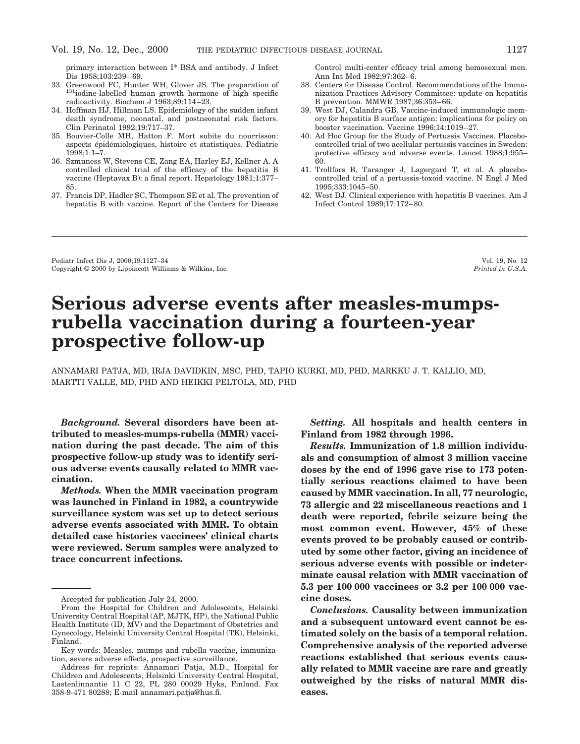primary interaction between I* BSA and antibody. J Infect Dis 1958;103:239–69.

33. Greenwood FC, Hunter WH, Glover JS. The preparation of [131]iodine-labelled human growth hormone of high specific radioactivity. Biochem J 1963;89:114–23.
34. Hoffman HJ, Hillman LS. Epidemiology of the sudden infant death syndrome, neonatal, and postneonatal risk factors. Clin Perinatol 1992;19:717–37.
35. Bouvier-Colle MH, Hatton F. Mort subite du nourrisson: aspects épidémiologiques, histoire et statistiques. Pédiatrie 1998;1:1–7.
36. Szmuness W, Stevens CE, Zang EA, Harley EJ, Kellner A. A controlled clinical trial of the efficacy of the hepatitis B vaccine (Heptavax B): a final report. Hepatology 1981;1:377–85.
37. Francis DP, Hadler SC, Thompson SE et al. The prevention of hepatitis B with vaccine. Report of the Centers for Disease Control multi-center efficacy trial among homosexual men. Ann Int Med 1982;97:362–6.
38. Centers for Disease Control. Recommendations of the Immunization Practices Advisory Committee: update on hepatitis B prevention. MMWR 1987;36:353–66.
39. West DJ, Calandra GB. Vaccine-induced immunologic memory for hepatitis B surface antigen: implications for policy on booster vaccination. Vaccine 1996;14:1019–27.
40. Ad Hoc Group for the Study of Pertussis Vaccines. Placebo-controlled trial of two acellular pertussis vaccines in Sweden: protective efficacy and adverse events. Lancet 1988;1:955–60.
41. Trollfors B, Taranger J, Lagergard T, et al. A placebo-controlled trial of a pertussis-toxoid vaccine. N Engl J Med 1995;333:1045–50.
42. West DJ. Clinical experience with hepatitis B vaccines. Am J Infect Control 1989;17:172–80.

---

Pediatr Infect Dis J, 2000;19:1127–34
Copyright © 2000 by Lippincott Williams & Wilkins, Inc.

# Serious adverse events after measles-mumps-rubella vaccination during a fourteen-year prospective follow-up

ANNAMARI PATJA, MD, IRJA DAVIDKIN, MSC, PHD, TAPIO KURKI, MD, PHD, MARKKU J. T. KALLIO, MD, MARTTI VALLE, MD, PHD AND HEIKKI PELTOLA, MD, PHD

***Background.*** **Several disorders have been attributed to measles-mumps-rubella (MMR) vaccination during the past decade. The aim of this prospective follow-up study was to identify serious adverse events causally related to MMR vaccination.**

***Methods.*** **When the MMR vaccination program was launched in Finland in 1982, a countrywide surveillance system was set up to detect serious adverse events associated with MMR. To obtain detailed case histories vaccinees' clinical charts were reviewed. Serum samples were analyzed to trace concurrent infections.**

***Setting.*** **All hospitals and health centers in Finland from 1982 through 1996.**

***Results.*** **Immunization of 1.8 million individuals and consumption of almost 3 million vaccine doses by the end of 1996 gave rise to 173 potentially serious reactions claimed to have been caused by MMR vaccination. In all, 77 neurologic, 73 allergic and 22 miscellaneous reactions and 1 death were reported, febrile seizure being the most common event. However, 45% of these events proved to be probably caused or contributed by some other factor, giving an incidence of serious adverse events with possible or indeterminate causal relation with MMR vaccination of 5.3 per 100 000 vaccinees or 3.2 per 100 000 vaccine doses.**

***Conclusions.*** **Causality between immunization and a subsequent untoward event cannot be estimated solely on the basis of a temporal relation. Comprehensive analysis of the reported adverse reactions established that serious events causally related to MMR vaccine are rare and greatly outweighed by the risks of natural MMR diseases.**

---

Accepted for publication July 24, 2000.

From the Hospital for Children and Adolescents, Helsinki University Central Hospital (AP, MJTK, HP), the National Public Health Institute (ID, MV) and the Department of Obstetrics and Gynecology, Helsinki University Central Hospital (TK), Helsinki, Finland.

Key words: Measles, mumps and rubella vaccine, immunization, severe adverse effects, prospective surveillance.

Address for reprints: Annamari Patja, M.D., Hospital for Children and Adolescents, Helsinki University Central Hospital, Lastenlinnantie 11 C 22, PL 280 00029 Hyks, Finland. Fax 358-9-471 80288; E-mail annamari.patja@hus.fi.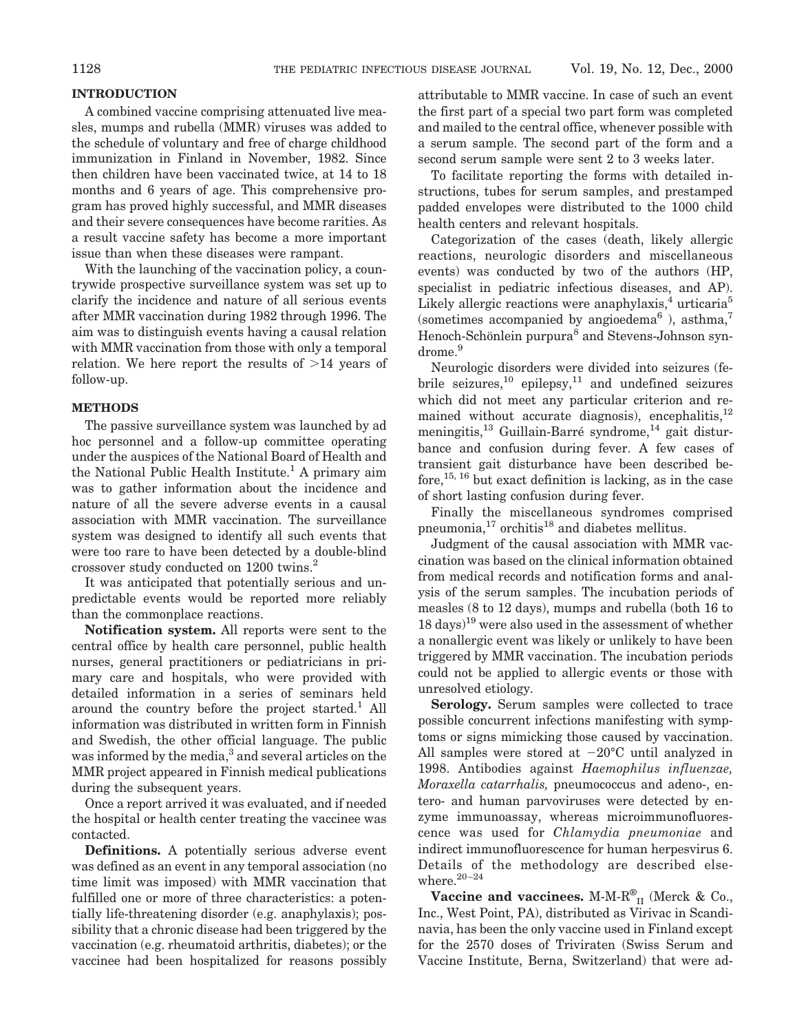## INTRODUCTION

A combined vaccine comprising attenuated live measles, mumps and rubella (MMR) viruses was added to the schedule of voluntary and free of charge childhood immunization in Finland in November, 1982. Since then children have been vaccinated twice, at 14 to 18 months and 6 years of age. This comprehensive program has proved highly successful, and MMR diseases and their severe consequences have become rarities. As a result vaccine safety has become a more important issue than when these diseases were rampant.

With the launching of the vaccination policy, a countrywide prospective surveillance system was set up to clarify the incidence and nature of all serious events after MMR vaccination during 1982 through 1996. The aim was to distinguish events having a causal relation with MMR vaccination from those with only a temporal relation. We here report the results of >14 years of follow-up.

## METHODS

The passive surveillance system was launched by ad hoc personnel and a follow-up committee operating under the auspices of the National Board of Health and the National Public Health Institute.[1] A primary aim was to gather information about the incidence and nature of all the severe adverse events in a causal association with MMR vaccination. The surveillance system was designed to identify all such events that were too rare to have been detected by a double-blind crossover study conducted on 1200 twins.[2]

It was anticipated that potentially serious and unpredictable events would be reported more reliably than the commonplace reactions.

**Notification system.** All reports were sent to the central office by health care personnel, public health nurses, general practitioners or pediatricians in primary care and hospitals, who were provided with detailed information in a series of seminars held around the country before the project started.[1] All information was distributed in written form in Finnish and Swedish, the other official language. The public was informed by the media,[3] and several articles on the MMR project appeared in Finnish medical publications during the subsequent years.

Once a report arrived it was evaluated, and if needed the hospital or health center treating the vaccinee was contacted.

**Definitions.** A potentially serious adverse event was defined as an event in any temporal association (no time limit was imposed) with MMR vaccination that fulfilled one or more of three characteristics: a potentially life-threatening disorder (e.g. anaphylaxis); possibility that a chronic disease had been triggered by the vaccination (e.g. rheumatoid arthritis, diabetes); or the vaccinee had been hospitalized for reasons possibly attributable to MMR vaccine. In case of such an event the first part of a special two part form was completed and mailed to the central office, whenever possible with a serum sample. The second part of the form and a second serum sample were sent 2 to 3 weeks later.

To facilitate reporting the forms with detailed instructions, tubes for serum samples, and prestamped padded envelopes were distributed to the 1000 child health centers and relevant hospitals.

Categorization of the cases (death, likely allergic reactions, neurologic disorders and miscellaneous events) was conducted by two of the authors (HP, specialist in pediatric infectious diseases, and AP). Likely allergic reactions were anaphylaxis,[4] urticaria[5] (sometimes accompanied by angioedema[6] ), asthma,[7] Henoch-Schönlein purpura[8] and Stevens-Johnson syndrome.[9]

Neurologic disorders were divided into seizures (febrile seizures,[10] epilepsy,[11] and undefined seizures which did not meet any particular criterion and remained without accurate diagnosis), encephalitis,[12] meningitis,[13] Guillain-Barré syndrome,[14] gait disturbance and confusion during fever. A few cases of transient gait disturbance have been described before,[15, 16] but exact definition is lacking, as in the case of short lasting confusion during fever.

Finally the miscellaneous syndromes comprised pneumonia,[17] orchitis[18] and diabetes mellitus.

Judgment of the causal association with MMR vaccination was based on the clinical information obtained from medical records and notification forms and analysis of the serum samples. The incubation periods of measles (8 to 12 days), mumps and rubella (both 16 to 18 days)[19] were also used in the assessment of whether a nonallergic event was likely or unlikely to have been triggered by MMR vaccination. The incubation periods could not be applied to allergic events or those with unresolved etiology.

**Serology.** Serum samples were collected to trace possible concurrent infections manifesting with symptoms or signs mimicking those caused by vaccination. All samples were stored at −20°C until analyzed in 1998. Antibodies against *Haemophilus influenzae, Moraxella catarrhalis,* pneumococcus and adeno-, entero- and human parvoviruses were detected by enzyme immunoassay, whereas microimmunofluorescence was used for *Chlamydia pneumoniae* and indirect immunofluorescence for human herpesvirus 6. Details of the methodology are described elsewhere.[20–24]

**Vaccine and vaccinees.** M-M-R®$_{II}$ (Merck & Co., Inc., West Point, PA), distributed as Virivac in Scandinavia, has been the only vaccine used in Finland except for the 2570 doses of Triviraten (Swiss Serum and Vaccine Institute, Berna, Switzerland) that were ad-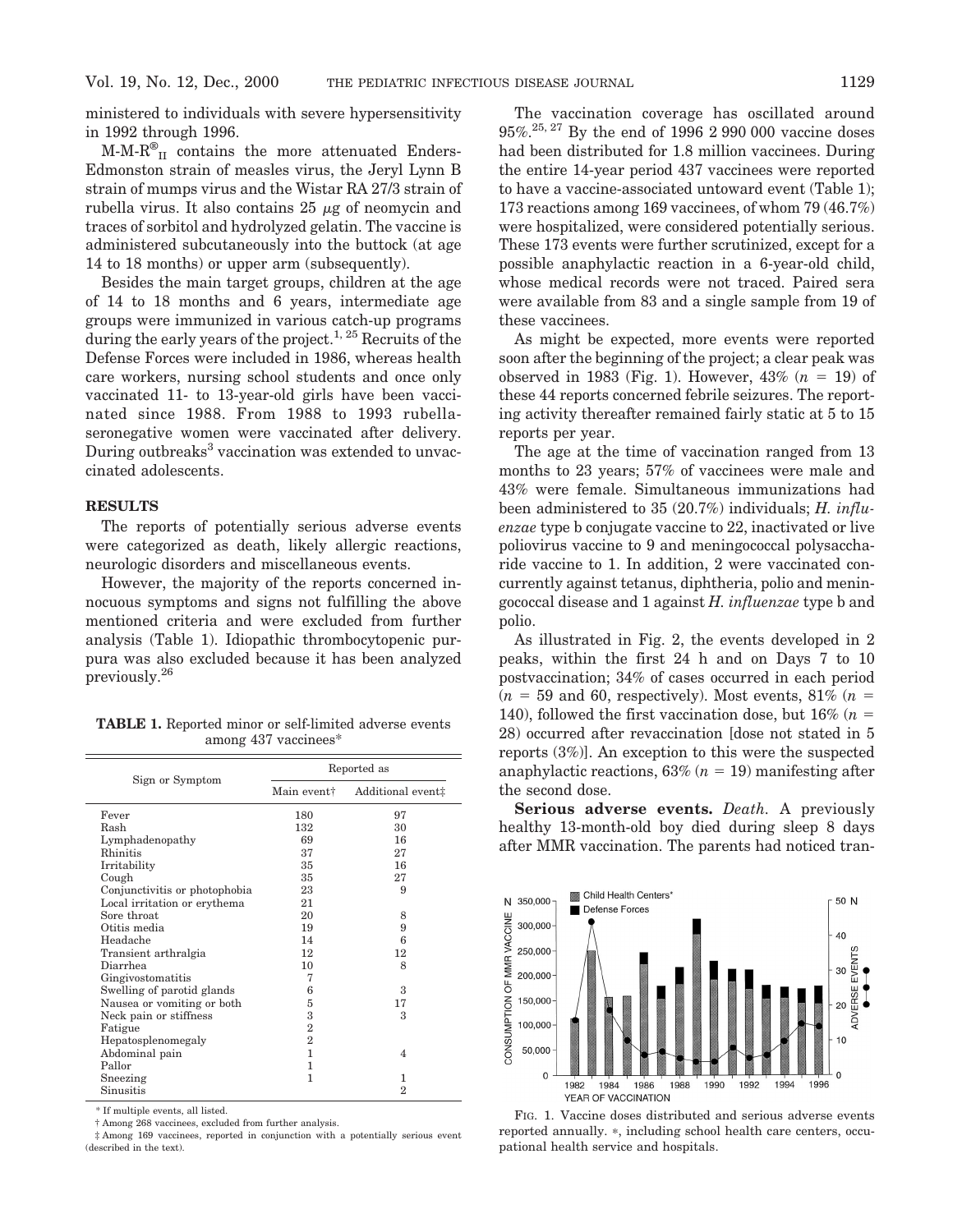ministered to individuals with severe hypersensitivity in 1992 through 1996.

M-M-R®$_{II}$ contains the more attenuated Enders-Edmonston strain of measles virus, the Jeryl Lynn B strain of mumps virus and the Wistar RA 27/3 strain of rubella virus. It also contains 25 μg of neomycin and traces of sorbitol and hydrolyzed gelatin. The vaccine is administered subcutaneously into the buttock (at age 14 to 18 months) or upper arm (subsequently).

Besides the main target groups, children at the age of 14 to 18 months and 6 years, intermediate age groups were immunized in various catch-up programs during the early years of the project.[1, 25] Recruits of the Defense Forces were included in 1986, whereas health care workers, nursing school students and once only vaccinated 11- to 13-year-old girls have been vaccinated since 1988. From 1988 to 1993 rubella-seronegative women were vaccinated after delivery. During outbreaks[3] vaccination was extended to unvaccinated adolescents.

## RESULTS

The reports of potentially serious adverse events were categorized as death, likely allergic reactions, neurologic disorders and miscellaneous events.

However, the majority of the reports concerned innocuous symptoms and signs not fulfilling the above mentioned criteria and were excluded from further analysis (Table 1). Idiopathic thrombocytopenic purpura was also excluded because it has been analyzed previously.[26]

**TABLE 1.** Reported minor or self-limited adverse events among 437 vaccinees*

| Sign or Symptom | Reported as | |
|---|---|---|
| | Main event† | Additional event‡ |
| Fever | 180 | 97 |
| Rash | 132 | 30 |
| Lymphadenopathy | 69 | 16 |
| Rhinitis | 37 | 27 |
| Irritability | 35 | 16 |
| Cough | 35 | 27 |
| Conjunctivitis or photophobia | 23 | 9 |
| Local irritation or erythema | 21 | |
| Sore throat | 20 | 8 |
| Otitis media | 19 | 9 |
| Headache | 14 | 6 |
| Transient arthralgia | 12 | 12 |
| Diarrhea | 10 | 8 |
| Gingivostomatitis | 7 | |
| Swelling of parotid glands | 6 | 3 |
| Nausea or vomiting or both | 5 | 17 |
| Neck pain or stiffness | 3 | 3 |
| Fatigue | 2 | |
| Hepatosplenomegaly | 2 | |
| Abdominal pain | 1 | 4 |
| Pallor | 1 | |
| Sneezing | 1 | 1 |
| Sinusitis | | 2 |

\* If multiple events, all listed.

† Among 268 vaccinees, excluded from further analysis.

‡ Among 169 vaccinees, reported in conjunction with a potentially serious event (described in the text).

The vaccination coverage has oscillated around 95%.[25, 27] By the end of 1996 2 990 000 vaccine doses had been distributed for 1.8 million vaccinees. During the entire 14-year period 437 vaccinees were reported to have a vaccine-associated untoward event (Table 1); 173 reactions among 169 vaccinees, of whom 79 (46.7%) were hospitalized, were considered potentially serious. These 173 events were further scrutinized, except for a possible anaphylactic reaction in a 6-year-old child, whose medical records were not traced. Paired sera were available from 83 and a single sample from 19 of these vaccinees.

As might be expected, more events were reported soon after the beginning of the project; a clear peak was observed in 1983 (Fig. 1). However, 43% ($n$ = 19) of these 44 reports concerned febrile seizures. The reporting activity thereafter remained fairly static at 5 to 15 reports per year.

The age at the time of vaccination ranged from 13 months to 23 years; 57% of vaccinees were male and 43% were female. Simultaneous immunizations had been administered to 35 (20.7%) individuals; *H. influenzae* type b conjugate vaccine to 22, inactivated or live poliovirus vaccine to 9 and meningococcal polysaccharide vaccine to 1. In addition, 2 were vaccinated concurrently against tetanus, diphtheria, polio and meningococcal disease and 1 against *H. influenzae* type b and polio.

As illustrated in Fig. 2, the events developed in 2 peaks, within the first 24 h and on Days 7 to 10 postvaccination; 34% of cases occurred in each period ($n$ = 59 and 60, respectively). Most events, 81% ($n$ = 140), followed the first vaccination dose, but 16% ($n$ = 28) occurred after revaccination [dose not stated in 5 reports (3%)]. An exception to this were the suspected anaphylactic reactions, 63% ($n$ = 19) manifesting after the second dose.

**Serious adverse events.** *Death*. A previously healthy 13-month-old boy died during sleep 8 days after MMR vaccination. The parents had noticed tran-

FIG. 1. Vaccine doses distributed and serious adverse events reported annually. *, including school health care centers, occupational health service and hospitals.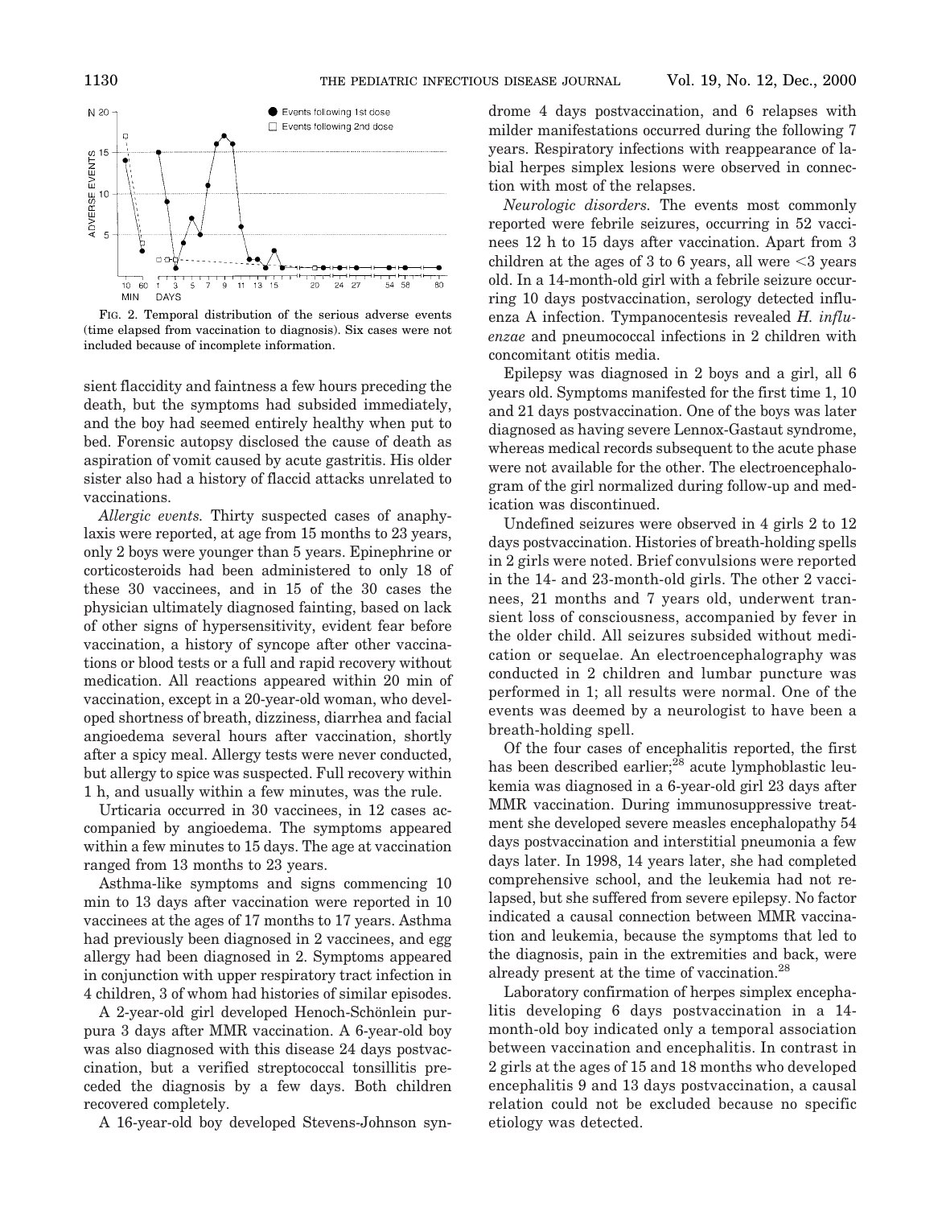FIG. 2. Temporal distribution of the serious adverse events (time elapsed from vaccination to diagnosis). Six cases were not included because of incomplete information.

sient flaccidity and faintness a few hours preceding the death, but the symptoms had subsided immediately, and the boy had seemed entirely healthy when put to bed. Forensic autopsy disclosed the cause of death as aspiration of vomit caused by acute gastritis. His older sister also had a history of flaccid attacks unrelated to vaccinations.

*Allergic events.* Thirty suspected cases of anaphylaxis were reported, at age from 15 months to 23 years, only 2 boys were younger than 5 years. Epinephrine or corticosteroids had been administered to only 18 of these 30 vaccinees, and in 15 of the 30 cases the physician ultimately diagnosed fainting, based on lack of other signs of hypersensitivity, evident fear before vaccination, a history of syncope after other vaccinations or blood tests or a full and rapid recovery without medication. All reactions appeared within 20 min of vaccination, except in a 20-year-old woman, who developed shortness of breath, dizziness, diarrhea and facial angioedema several hours after vaccination, shortly after a spicy meal. Allergy tests were never conducted, but allergy to spice was suspected. Full recovery within 1 h, and usually within a few minutes, was the rule.

Urticaria occurred in 30 vaccinees, in 12 cases accompanied by angioedema. The symptoms appeared within a few minutes to 15 days. The age at vaccination ranged from 13 months to 23 years.

Asthma-like symptoms and signs commencing 10 min to 13 days after vaccination were reported in 10 vaccinees at the ages of 17 months to 17 years. Asthma had previously been diagnosed in 2 vaccinees, and egg allergy had been diagnosed in 2. Symptoms appeared in conjunction with upper respiratory tract infection in 4 children, 3 of whom had histories of similar episodes.

A 2-year-old girl developed Henoch-Schönlein purpura 3 days after MMR vaccination. A 6-year-old boy was also diagnosed with this disease 24 days postvaccination, but a verified streptococcal tonsillitis preceded the diagnosis by a few days. Both children recovered completely.

A 16-year-old boy developed Stevens-Johnson syndrome 4 days postvaccination, and 6 relapses with milder manifestations occurred during the following 7 years. Respiratory infections with reappearance of labial herpes simplex lesions were observed in connection with most of the relapses.

*Neurologic disorders.* The events most commonly reported were febrile seizures, occurring in 52 vaccinees 12 h to 15 days after vaccination. Apart from 3 children at the ages of 3 to 6 years, all were <3 years old. In a 14-month-old girl with a febrile seizure occurring 10 days postvaccination, serology detected influenza A infection. Tympanocentesis revealed *H. influenzae* and pneumococcal infections in 2 children with concomitant otitis media.

Epilepsy was diagnosed in 2 boys and a girl, all 6 years old. Symptoms manifested for the first time 1, 10 and 21 days postvaccination. One of the boys was later diagnosed as having severe Lennox-Gastaut syndrome, whereas medical records subsequent to the acute phase were not available for the other. The electroencephalogram of the girl normalized during follow-up and medication was discontinued.

Undefined seizures were observed in 4 girls 2 to 12 days postvaccination. Histories of breath-holding spells in 2 girls were noted. Brief convulsions were reported in the 14- and 23-month-old girls. The other 2 vaccinees, 21 months and 7 years old, underwent transient loss of consciousness, accompanied by fever in the older child. All seizures subsided without medication or sequelae. An electroencephalography was conducted in 2 children and lumbar puncture was performed in 1; all results were normal. One of the events was deemed by a neurologist to have been a breath-holding spell.

Of the four cases of encephalitis reported, the first has been described earlier;[28] acute lymphoblastic leukemia was diagnosed in a 6-year-old girl 23 days after MMR vaccination. During immunosuppressive treatment she developed severe measles encephalopathy 54 days postvaccination and interstitial pneumonia a few days later. In 1998, 14 years later, she had completed comprehensive school, and the leukemia had not relapsed, but she suffered from severe epilepsy. No factor indicated a causal connection between MMR vaccination and leukemia, because the symptoms that led to the diagnosis, pain in the extremities and back, were already present at the time of vaccination.[28]

Laboratory confirmation of herpes simplex encephalitis developing 6 days postvaccination in a 14-month-old boy indicated only a temporal association between vaccination and encephalitis. In contrast in 2 girls at the ages of 15 and 18 months who developed encephalitis 9 and 13 days postvaccination, a causal relation could not be excluded because no specific etiology was detected.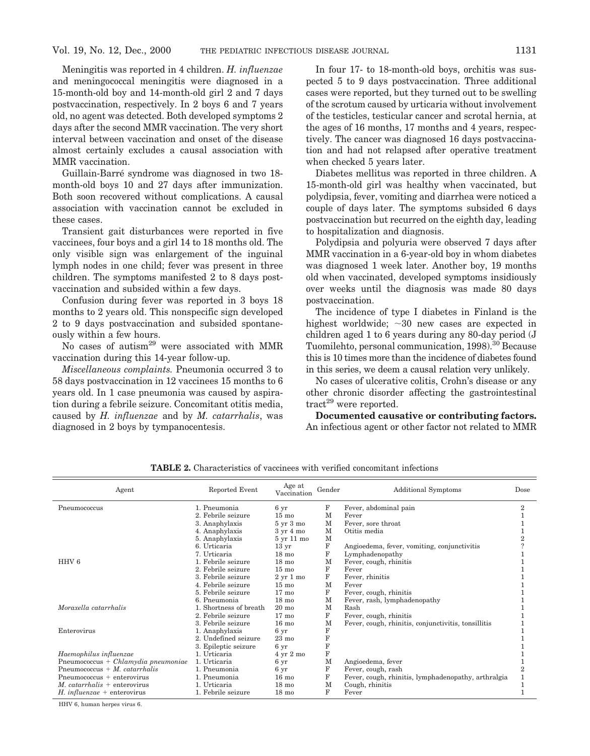Meningitis was reported in 4 children. *H. influenzae* and meningococcal meningitis were diagnosed in a 15-month-old boy and 14-month-old girl 2 and 7 days postvaccination, respectively. In 2 boys 6 and 7 years old, no agent was detected. Both developed symptoms 2 days after the second MMR vaccination. The very short interval between vaccination and onset of the disease almost certainly excludes a causal association with MMR vaccination.

Guillain-Barré syndrome was diagnosed in two 18-month-old boys 10 and 27 days after immunization. Both soon recovered without complications. A causal association with vaccination cannot be excluded in these cases.

Transient gait disturbances were reported in five vaccinees, four boys and a girl 14 to 18 months old. The only visible sign was enlargement of the inguinal lymph nodes in one child; fever was present in three children. The symptoms manifested 2 to 8 days postvaccination and subsided within a few days.

Confusion during fever was reported in 3 boys 18 months to 2 years old. This nonspecific sign developed 2 to 9 days postvaccination and subsided spontaneously within a few hours.

No cases of autism[29] were associated with MMR vaccination during this 14-year follow-up.

*Miscellaneous complaints.* Pneumonia occurred 3 to 58 days postvaccination in 12 vaccinees 15 months to 6 years old. In 1 case pneumonia was caused by aspiration during a febrile seizure. Concomitant otitis media, caused by *H. influenzae* and by *M. catarrhalis*, was diagnosed in 2 boys by tympanocentesis.

In four 17- to 18-month-old boys, orchitis was suspected 5 to 9 days postvaccination. Three additional cases were reported, but they turned out to be swelling of the scrotum caused by urticaria without involvement of the testicles, testicular cancer and scrotal hernia, at the ages of 16 months, 17 months and 4 years, respectively. The cancer was diagnosed 16 days postvaccination and had not relapsed after operative treatment when checked 5 years later.

Diabetes mellitus was reported in three children. A 15-month-old girl was healthy when vaccinated, but polydipsia, fever, vomiting and diarrhea were noticed a couple of days later. The symptoms subsided 6 days postvaccination but recurred on the eighth day, leading to hospitalization and diagnosis.

Polydipsia and polyuria were observed 7 days after MMR vaccination in a 6-year-old boy in whom diabetes was diagnosed 1 week later. Another boy, 19 months old when vaccinated, developed symptoms insidiously over weeks until the diagnosis was made 80 days postvaccination.

The incidence of type I diabetes in Finland is the highest worldwide; ~30 new cases are expected in children aged 1 to 6 years during any 80-day period (J Tuomilehto, personal communication, 1998).[30] Because this is 10 times more than the incidence of diabetes found in this series, we deem a causal relation very unlikely.

No cases of ulcerative colitis, Crohn's disease or any other chronic disorder affecting the gastrointestinal tract[29] were reported.

**Documented causative or contributing factors.** An infectious agent or other factor not related to MMR

**TABLE 2.** Characteristics of vaccinees with verified concomitant infections

| Agent | Reported Event | Age at Vaccination | Gender | Additional Symptoms | Dose |
|---|---|---|---|---|---|
| Pneumococcus | 1. Pneumonia | 6 yr | F | Fever, abdominal pain | 2 |
| | 2. Febrile seizure | 15 mo | M | Fever | 1 |
| | 3. Anaphylaxis | 5 yr 3 mo | M | Fever, sore throat | 1 |
| | 4. Anaphylaxis | 3 yr 4 mo | M | Otitis media | 1 |
| | 5. Anaphylaxis | 5 yr 11 mo | M | | 2 |
| | 6. Urticaria | 13 yr | F | Angioedema, fever, vomiting, conjunctivitis | ? |
| | 7. Urticaria | 18 mo | F | Lymphadenopathy | 1 |
| HHV 6 | 1. Febrile seizure | 18 mo | M | Fever, cough, rhinitis | 1 |
| | 2. Febrile seizure | 15 mo | F | Fever | 1 |
| | 3. Febrile seizure | 2 yr 1 mo | F | Fever, rhinitis | 1 |
| | 4. Febrile seizure | 15 mo | M | Fever | 1 |
| | 5. Febrile seizure | 17 mo | F | Fever, cough, rhinitis | 1 |
| | 6. Pneumonia | 18 mo | M | Fever, rash, lymphadenopathy | 1 |
| *Moraxella catarrhalis* | 1. Shortness of breath | 20 mo | M | Rash | 1 |
| | 2. Febrile seizure | 17 mo | F | Fever, cough, rhinitis | 1 |
| | 3. Febrile seizure | 16 mo | M | Fever, cough, rhinitis, conjunctivitis, tonsillitis | 1 |
| Enterovirus | 1. Anaphylaxis | 6 yr | F | | 1 |
| | 2. Undefined seizure | 23 mo | F | | 1 |
| | 3. Epileptic seizure | 6 yr | F | | 1 |
| *Haemophilus influenzae* | 1. Urticaria | 4 yr 2 mo | F | | 1 |
| Pneumococcus + *Chlamydia pneumoniae* | 1. Urticaria | 6 yr | M | Angioedema, fever | 1 |
| Pneumococcus + *M. catarrhalis* | 1. Pneumonia | 6 yr | F | Fever, cough, rash | 2 |
| Pneumococcus + enterovirus | 1. Pneumonia | 16 mo | F | Fever, cough, rhinitis, lymphadenopathy, arthralgia | 1 |
| *M. catarrhalis* + enterovirus | 1. Urticaria | 18 mo | M | Cough, rhinitis | 1 |
| *H. influenzae* + enterovirus | 1. Febrile seizure | 18 mo | F | Fever | 1 |

HHV 6, human herpes virus 6.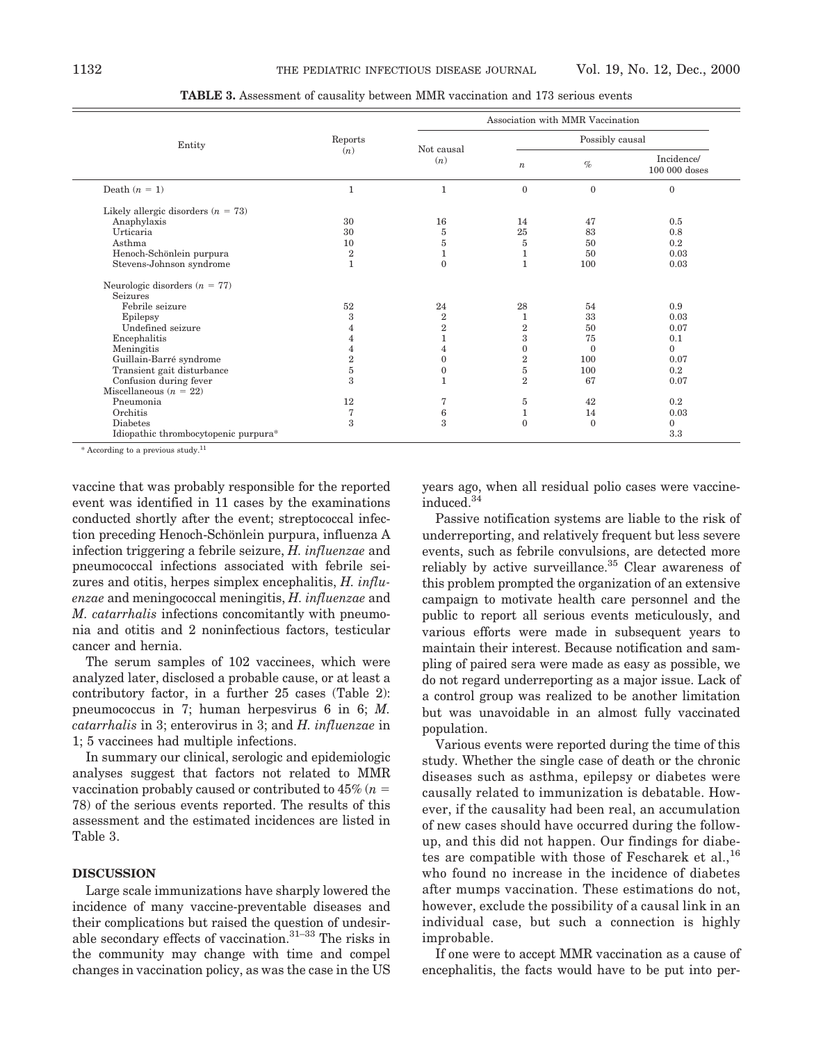**TABLE 3.** Assessment of causality between MMR vaccination and 173 serious events

| Entity | Reports (*n*) | Association with MMR Vaccination | | | |
|---|---|---|---|---|---|
| | | Not causal (*n*) | Possibly causal | | |
| | | | *n* | % | Incidence/ 100 000 doses |
| Death (*n* = 1) | 1 | 1 | 0 | 0 | 0 |
| Likely allergic disorders (*n* = 73) | | | | | |
| Anaphylaxis | 30 | 16 | 14 | 47 | 0.5 |
| Urticaria | 30 | 5 | 25 | 83 | 0.8 |
| Asthma | 10 | 5 | 5 | 50 | 0.2 |
| Henoch-Schönlein purpura | 2 | 1 | 1 | 50 | 0.03 |
| Stevens-Johnson syndrome | 1 | 0 | 1 | 100 | 0.03 |
| Neurologic disorders (*n* = 77) | | | | | |
| Seizures | | | | | |
| Febrile seizure | 52 | 24 | 28 | 54 | 0.9 |
| Epilepsy | 3 | 2 | 1 | 33 | 0.03 |
| Undefined seizure | 4 | 2 | 2 | 50 | 0.07 |
| Encephalitis | 4 | 1 | 3 | 75 | 0.1 |
| Meningitis | 4 | 4 | 0 | 0 | 0 |
| Guillain-Barré syndrome | 2 | 0 | 2 | 100 | 0.07 |
| Transient gait disturbance | 5 | 0 | 5 | 100 | 0.2 |
| Confusion during fever | 3 | 1 | 2 | 67 | 0.07 |
| Miscellaneous (*n* = 22) | | | | | |
| Pneumonia | 12 | 7 | 5 | 42 | 0.2 |
| Orchitis | 7 | 6 | 1 | 14 | 0.03 |
| Diabetes | 3 | 3 | 0 | 0 | 0 |
| Idiopathic thrombocytopenic purpura* | | | | | 3.3 |

\* According to a previous study.[11]

vaccine that was probably responsible for the reported event was identified in 11 cases by the examinations conducted shortly after the event; streptococcal infection preceding Henoch-Schönlein purpura, influenza A infection triggering a febrile seizure, *H. influenzae* and pneumococcal infections associated with febrile seizures and otitis, herpes simplex encephalitis, *H. influenzae* and meningococcal meningitis, *H. influenzae* and *M. catarrhalis* infections concomitantly with pneumonia and otitis and 2 noninfectious factors, testicular cancer and hernia.

The serum samples of 102 vaccinees, which were analyzed later, disclosed a probable cause, or at least a contributory factor, in a further 25 cases (Table 2): pneumococcus in 7; human herpesvirus 6 in 6; *M. catarrhalis* in 3; enterovirus in 3; and *H. influenzae* in 1; 5 vaccinees had multiple infections.

In summary our clinical, serologic and epidemiologic analyses suggest that factors not related to MMR vaccination probably caused or contributed to 45% (*n* = 78) of the serious events reported. The results of this assessment and the estimated incidences are listed in Table 3.

## DISCUSSION

Large scale immunizations have sharply lowered the incidence of many vaccine-preventable diseases and their complications but raised the question of undesirable secondary effects of vaccination.[31–33] The risks in the community may change with time and compel changes in vaccination policy, as was the case in the US years ago, when all residual polio cases were vaccine-induced.[34]

Passive notification systems are liable to the risk of underreporting, and relatively frequent but less severe events, such as febrile convulsions, are detected more reliably by active surveillance.[35] Clear awareness of this problem prompted the organization of an extensive campaign to motivate health care personnel and the public to report all serious events meticulously, and various efforts were made in subsequent years to maintain their interest. Because notification and sampling of paired sera were made as easy as possible, we do not regard underreporting as a major issue. Lack of a control group was realized to be another limitation but was unavoidable in an almost fully vaccinated population.

Various events were reported during the time of this study. Whether the single case of death or the chronic diseases such as asthma, epilepsy or diabetes were causally related to immunization is debatable. However, if the causality had been real, an accumulation of new cases should have occurred during the follow-up, and this did not happen. Our findings for diabetes are compatible with those of Fescharek et al.,[16] who found no increase in the incidence of diabetes after mumps vaccination. These estimations do not, however, exclude the possibility of a causal link in an individual case, but such a connection is highly improbable.

If one were to accept MMR vaccination as a cause of encephalitis, the facts would have to be put into per-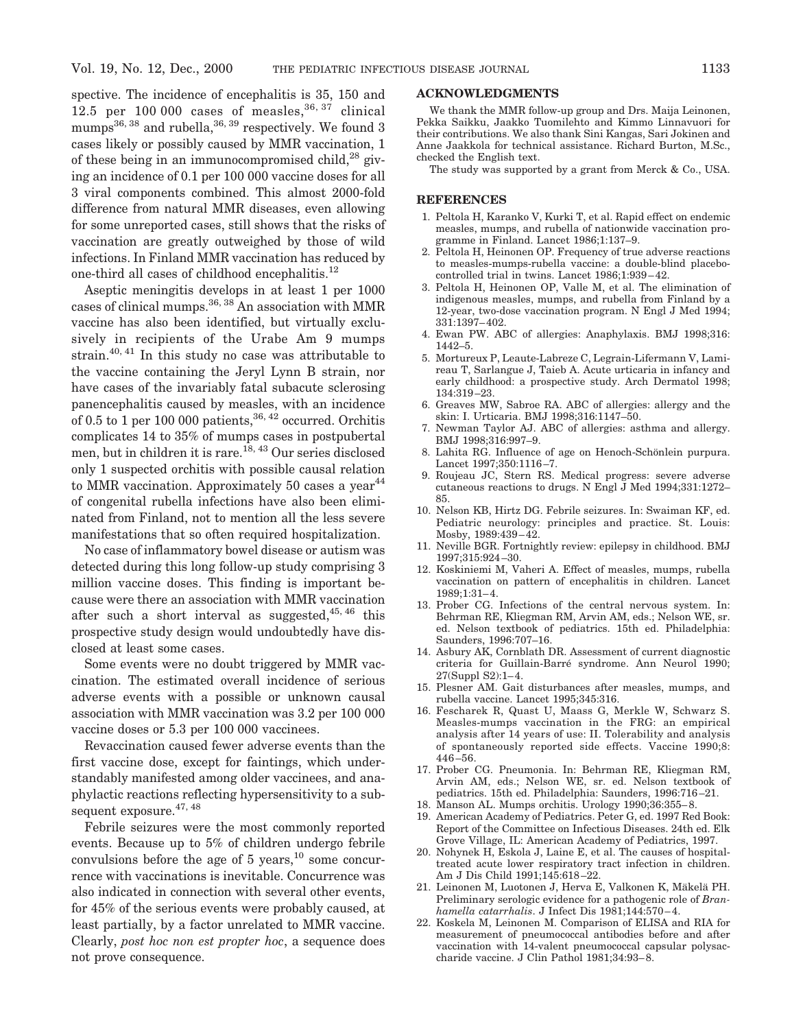spective. The incidence of encephalitis is 35, 150 and 12.5 per 100 000 cases of measles,[36, 37] clinical mumps[36, 38] and rubella,[36, 39] respectively. We found 3 cases likely or possibly caused by MMR vaccination, 1 of these being in an immunocompromised child,[28] giving an incidence of 0.1 per 100 000 vaccine doses for all 3 viral components combined. This almost 2000-fold difference from natural MMR diseases, even allowing for some unreported cases, still shows that the risks of vaccination are greatly outweighed by those of wild infections. In Finland MMR vaccination has reduced by one-third all cases of childhood encephalitis.[12]

Aseptic meningitis develops in at least 1 per 1000 cases of clinical mumps.[36, 38] An association with MMR vaccine has also been identified, but virtually exclusively in recipients of the Urabe Am 9 mumps strain.[40, 41] In this study no case was attributable to the vaccine containing the Jeryl Lynn B strain, nor have cases of the invariably fatal subacute sclerosing panencephalitis caused by measles, with an incidence of 0.5 to 1 per 100 000 patients,[36, 42] occurred. Orchitis complicates 14 to 35% of mumps cases in postpubertal men, but in children it is rare.[18, 43] Our series disclosed only 1 suspected orchitis with possible causal relation to MMR vaccination. Approximately 50 cases a year[44] of congenital rubella infections have also been eliminated from Finland, not to mention all the less severe manifestations that so often required hospitalization.

No case of inflammatory bowel disease or autism was detected during this long follow-up study comprising 3 million vaccine doses. This finding is important because were there an association with MMR vaccination after such a short interval as suggested,[45, 46] this prospective study design would undoubtedly have disclosed at least some cases.

Some events were no doubt triggered by MMR vaccination. The estimated overall incidence of serious adverse events with a possible or unknown causal association with MMR vaccination was 3.2 per 100 000 vaccine doses or 5.3 per 100 000 vaccinees.

Revaccination caused fewer adverse events than the first vaccine dose, except for faintings, which understandably manifested among older vaccinees, and anaphylactic reactions reflecting hypersensitivity to a subsequent exposure.[47, 48]

Febrile seizures were the most commonly reported events. Because up to 5% of children undergo febrile convulsions before the age of 5 years,[10] some concurrence with vaccinations is inevitable. Concurrence was also indicated in connection with several other events, for 45% of the serious events were probably caused, at least partially, by a factor unrelated to MMR vaccine. Clearly, *post hoc non est propter hoc*, a sequence does not prove consequence.

## ACKNOWLEDGMENTS

We thank the MMR follow-up group and Drs. Maija Leinonen, Pekka Saikku, Jaakko Tuomilehto and Kimmo Linnavuori for their contributions. We also thank Sini Kangas, Sari Jokinen and Anne Jaakkola for technical assistance. Richard Burton, M.Sc., checked the English text.

The study was supported by a grant from Merck & Co., USA.

## REFERENCES

1. Peltola H, Karanko V, Kurki T, et al. Rapid effect on endemic measles, mumps, and rubella of nationwide vaccination programme in Finland. Lancet 1986;1:137–9.
2. Peltola H, Heinonen OP. Frequency of true adverse reactions to measles-mumps-rubella vaccine: a double-blind placebo-controlled trial in twins. Lancet 1986;1:939–42.
3. Peltola H, Heinonen OP, Valle M, et al. The elimination of indigenous measles, mumps, and rubella from Finland by a 12-year, two-dose vaccination program. N Engl J Med 1994; 331:1397–402.
4. Ewan PW. ABC of allergies: Anaphylaxis. BMJ 1998;316: 1442–5.
5. Mortureux P, Leaute-Labreze C, Legrain-Lifermann V, Lamireau T, Sarlangue J, Taieb A. Acute urticaria in infancy and early childhood: a prospective study. Arch Dermatol 1998; 134:319–23.
6. Greaves MW, Sabroe RA. ABC of allergies: allergy and the skin: I. Urticaria. BMJ 1998;316:1147–50.
7. Newman Taylor AJ. ABC of allergies: asthma and allergy. BMJ 1998;316:997–9.
8. Lahita RG. Influence of age on Henoch-Schönlein purpura. Lancet 1997;350:1116–7.
9. Roujeau JC, Stern RS. Medical progress: severe adverse cutaneous reactions to drugs. N Engl J Med 1994;331:1272–85.
10. Nelson KB, Hirtz DG. Febrile seizures. In: Swaiman KF, ed. Pediatric neurology: principles and practice. St. Louis: Mosby, 1989:439–42.
11. Neville BGR. Fortnightly review: epilepsy in childhood. BMJ 1997;315:924–30.
12. Koskiniemi M, Vaheri A. Effect of measles, mumps, rubella vaccination on pattern of encephalitis in children. Lancet 1989;1:31–4.
13. Prober CG. Infections of the central nervous system. In: Behrman RE, Kliegman RM, Arvin AM, eds.; Nelson WE, sr. ed. Nelson textbook of pediatrics. 15th ed. Philadelphia: Saunders, 1996:707–16.
14. Asbury AK, Cornblath DR. Assessment of current diagnostic criteria for Guillain-Barré syndrome. Ann Neurol 1990; 27(Suppl S2):1–4.
15. Plesner AM. Gait disturbances after measles, mumps, and rubella vaccine. Lancet 1995;345:316.
16. Fescharek R, Quast U, Maass G, Merkle W, Schwarz S. Measles-mumps vaccination in the FRG: an empirical analysis after 14 years of use: II. Tolerability and analysis of spontaneously reported side effects. Vaccine 1990;8: 446–56.
17. Prober CG. Pneumonia. In: Behrman RE, Kliegman RM, Arvin AM, eds.; Nelson WE, sr. ed. Nelson textbook of pediatrics. 15th ed. Philadelphia: Saunders, 1996:716–21.
18. Manson AL. Mumps orchitis. Urology 1990;36:355–8.
19. American Academy of Pediatrics. Peter G, ed. 1997 Red Book: Report of the Committee on Infectious Diseases. 24th ed. Elk Grove Village, IL: American Academy of Pediatrics, 1997.
20. Nohynek H, Eskola J, Laine E, et al. The causes of hospital-treated acute lower respiratory tract infection in children. Am J Dis Child 1991;145:618–22.
21. Leinonen M, Luotonen J, Herva E, Valkonen K, Mäkelä PH. Preliminary serologic evidence for a pathogenic role of *Branhamella catarrhalis*. J Infect Dis 1981;144:570–4.
22. Koskela M, Leinonen M. Comparison of ELISA and RIA for measurement of pneumococcal antibodies before and after vaccination with 14-valent pneumococcal capsular polysaccharide vaccine. J Clin Pathol 1981;34:93–8.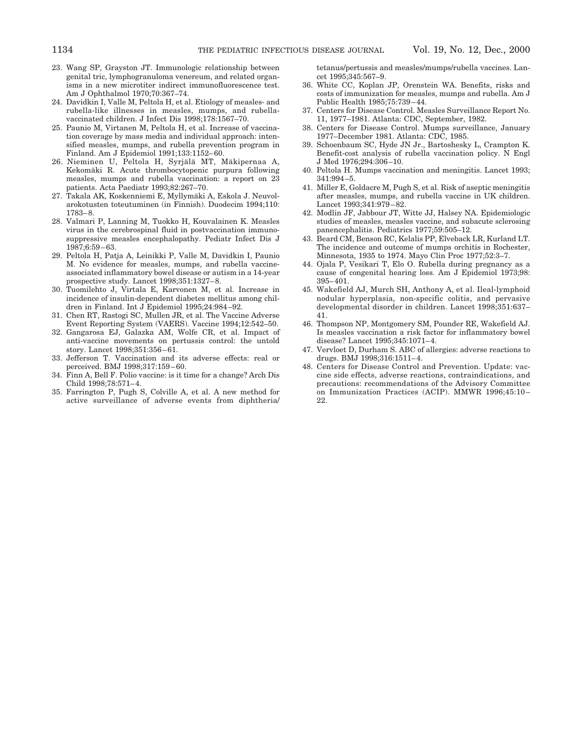23. Wang SP, Grayston JT. Immunologic relationship between genital tric, lymphogranuloma venereum, and related organisms in a new microtiter indirect immunofluorescence test. Am J Ophthalmol 1970;70:367–74.
24. Davidkin I, Valle M, Peltola H, et al. Etiology of measles- and rubella-like illnesses in measles, mumps, and rubella-vaccinated children. J Infect Dis 1998;178:1567–70.
25. Paunio M, Virtanen M, Peltola H, et al. Increase of vaccination coverage by mass media and individual approach: intensified measles, mumps, and rubella prevention program in Finland. Am J Epidemiol 1991;133:1152–60.
26. Nieminen U, Peltola H, Syrjälä MT, Mäkipernaa A, Kekomäki R. Acute thrombocytopenic purpura following measles, mumps and rubella vaccination: a report on 23 patients. Acta Paediatr 1993;82:267–70.
27. Takala AK, Koskenniemi E, Myllymäki A, Eskola J. Neuvolarokotusten toteutuminen (in Finnish). Duodecim 1994;110: 1783–8.
28. Valmari P, Lanning M, Tuokko H, Kouvalainen K. Measles virus in the cerebrospinal fluid in postvaccination immunosuppressive measles encephalopathy. Pediatr Infect Dis J 1987;6:59–63.
29. Peltola H, Patja A, Leinikki P, Valle M, Davidkin I, Paunio M. No evidence for measles, mumps, and rubella vaccine-associated inflammatory bowel disease or autism in a 14-year prospective study. Lancet 1998;351:1327–8.
30. Tuomilehto J, Virtala E, Karvonen M, et al. Increase in incidence of insulin-dependent diabetes mellitus among children in Finland. Int J Epidemiol 1995;24:984–92.
31. Chen RT, Rastogi SC, Mullen JR, et al. The Vaccine Adverse Event Reporting System (VAERS). Vaccine 1994;12:542–50.
32. Gangarosa EJ, Galazka AM, Wolfe CR, et al. Impact of anti-vaccine movements on pertussis control: the untold story. Lancet 1998;351:356–61.
33. Jefferson T. Vaccination and its adverse effects: real or perceived. BMJ 1998;317:159–60.
34. Finn A, Bell F. Polio vaccine: is it time for a change? Arch Dis Child 1998;78:571–4.
35. Farrington P, Pugh S, Colville A, et al. A new method for active surveillance of adverse events from diphtheria/tetanus/pertussis and measles/mumps/rubella vaccines. Lancet 1995;345:567–9.
36. White CC, Koplan JP, Orenstein WA. Benefits, risks and costs of immunization for measles, mumps and rubella. Am J Public Health 1985;75:739–44.
37. Centers for Disease Control. Measles Surveillance Report No. 11, 1977–1981. Atlanta: CDC, September, 1982.
38. Centers for Disease Control. Mumps surveillance, January 1977–December 1981. Atlanta: CDC, 1985.
39. Schoenbaum SC, Hyde JN Jr., Bartoshesky L, Crampton K. Benefit-cost analysis of rubella vaccination policy. N Engl J Med 1976;294:306–10.
40. Peltola H. Mumps vaccination and meningitis. Lancet 1993; 341:994–5.
41. Miller E, Goldacre M, Pugh S, et al. Risk of aseptic meningitis after measles, mumps, and rubella vaccine in UK children. Lancet 1993;341:979–82.
42. Modlin JF, Jabbour JT, Witte JJ, Halsey NA. Epidemiologic studies of measles, measles vaccine, and subacute sclerosing panencephalitis. Pediatrics 1977;59:505–12.
43. Beard CM, Benson RC, Kelalis PP, Elveback LR, Kurland LT. The incidence and outcome of mumps orchitis in Rochester, Minnesota, 1935 to 1974. Mayo Clin Proc 1977;52:3–7.
44. Ojala P, Vesikari T, Elo O. Rubella during pregnancy as a cause of congenital hearing loss. Am J Epidemiol 1973;98: 395–401.
45. Wakefield AJ, Murch SH, Anthony A, et al. Ileal-lymphoid nodular hyperplasia, non-specific colitis, and pervasive developmental disorder in children. Lancet 1998;351:637–41.
46. Thompson NP, Montgomery SM, Pounder RE, Wakefield AJ. Is measles vaccination a risk factor for inflammatory bowel disease? Lancet 1995;345:1071–4.
47. Vervloet D, Durham S. ABC of allergies: adverse reactions to drugs. BMJ 1998;316:1511–4.
48. Centers for Disease Control and Prevention. Update: vaccine side effects, adverse reactions, contraindications, and precautions: recommendations of the Advisory Committee on Immunization Practices (ACIP). MMWR 1996;45:10–22.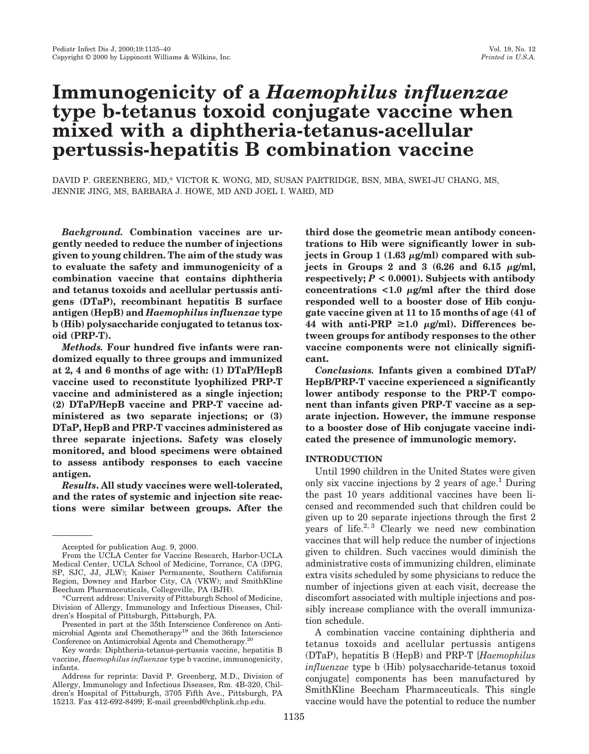# Immunogenicity of a *Haemophilus influenzae* type b-tetanus toxoid conjugate vaccine when mixed with a diphtheria-tetanus-acellular pertussis-hepatitis B combination vaccine

DAVID P. GREENBERG, MD,* VICTOR K. WONG, MD, SUSAN PARTRIDGE, BSN, MBA, SWEI-JU CHANG, MS, JENNIE JING, MS, BARBARA J. HOWE, MD AND JOEL I. WARD, MD

***Background.*** **Combination vaccines are urgently needed to reduce the number of injections given to young children. The aim of the study was to evaluate the safety and immunogenicity of a combination vaccine that contains diphtheria and tetanus toxoids and acellular pertussis antigens (DTaP), recombinant hepatitis B surface antigen (HepB) and *Haemophilus influenzae* type b (Hib) polysaccharide conjugated to tetanus toxoid (PRP-T).**

***Methods.*** **Four hundred five infants were randomized equally to three groups and immunized at 2, 4 and 6 months of age with: (1) DTaP/HepB vaccine used to reconstitute lyophilized PRP-T vaccine and administered as a single injection; (2) DTaP/HepB vaccine and PRP-T vaccine administered as two separate injections; or (3) DTaP, HepB and PRP-T vaccines administered as three separate injections. Safety was closely monitored, and blood specimens were obtained to assess antibody responses to each vaccine antigen.**

***Results.*** **All study vaccines were well-tolerated, and the rates of systemic and injection site reactions were similar between groups. After the third dose the geometric mean antibody concentrations to Hib were significantly lower in subjects in Group 1 (1.63 μg/ml) compared with subjects in Groups 2 and 3 (6.26 and 6.15 μg/ml, respectively; $P < 0.0001$). Subjects with antibody concentrations <1.0 μg/ml after the third dose responded well to a booster dose of Hib conjugate vaccine given at 11 to 15 months of age (41 of 44 with anti-PRP ≥1.0 μg/ml). Differences between groups for antibody responses to the other vaccine components were not clinically significant.**

***Conclusions.*** **Infants given a combined DTaP/HepB/PRP-T vaccine experienced a significantly lower antibody response to the PRP-T component than infants given PRP-T vaccine as a separate injection. However, the immune response to a booster dose of Hib conjugate vaccine indicated the presence of immunologic memory.**

## INTRODUCTION

Until 1990 children in the United States were given only six vaccine injections by 2 years of age.[1] During the past 10 years additional vaccines have been licensed and recommended such that children could be given up to 20 separate injections through the first 2 years of life.[2, 3] Clearly we need new combination vaccines that will help reduce the number of injections given to children. Such vaccines would diminish the administrative costs of immunizing children, eliminate extra visits scheduled by some physicians to reduce the number of injections given at each visit, decrease the discomfort associated with multiple injections and possibly increase compliance with the overall immunization schedule.

A combination vaccine containing diphtheria and tetanus toxoids and acellular pertussis antigens (DTaP), hepatitis B (HepB) and PRP-T [*Haemophilus influenzae* type b (Hib) polysaccharide-tetanus toxoid conjugate] components has been manufactured by SmithKline Beecham Pharmaceuticals. This single vaccine would have the potential to reduce the number

---

Accepted for publication Aug. 9, 2000.

From the UCLA Center for Vaccine Research, Harbor-UCLA Medical Center, UCLA School of Medicine, Torrance, CA (DPG, SP, SJC, JJ, JLW); Kaiser Permanente, Southern California Region, Downey and Harbor City, CA (VKW); and SmithKline Beecham Pharmaceuticals, Collegeville, PA (BJH).

*Current address: University of Pittsburgh School of Medicine, Division of Allergy, Immunology and Infectious Diseases, Children's Hospital of Pittsburgh, Pittsburgh, PA.

Presented in part at the 35th Interscience Conference on Antimicrobial Agents and Chemotherapy[19] and the 36th Interscience Conference on Antimicrobial Agents and Chemotherapy.[20]

Key words: Diphtheria-tetanus-pertussis vaccine, hepatitis B vaccine, *Haemophilus influenzae* type b vaccine, immunogenicity, infants.

Address for reprints: David P. Greenberg, M.D., Division of Allergy, Immunology and Infectious Diseases, Rm. 4B-320, Children's Hospital of Pittsburgh, 3705 Fifth Ave., Pittsburgh, PA 15213. Fax 412-692-8499; E-mail greenbd@chplink.chp.edu.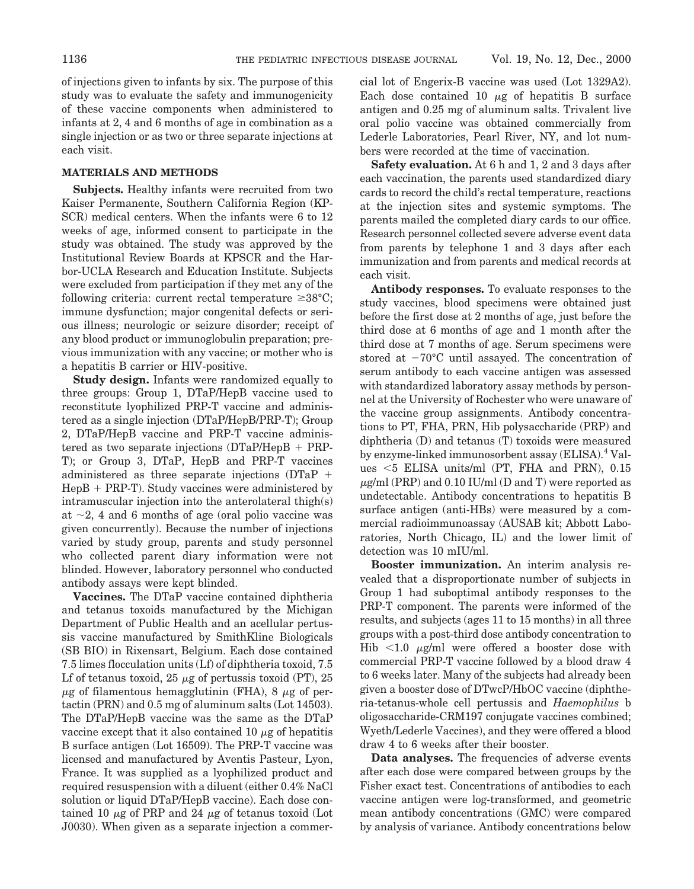of injections given to infants by six. The purpose of this study was to evaluate the safety and immunogenicity of these vaccine components when administered to infants at 2, 4 and 6 months of age in combination as a single injection or as two or three separate injections at each visit.

## MATERIALS AND METHODS

**Subjects.** Healthy infants were recruited from two Kaiser Permanente, Southern California Region (KPSCR) medical centers. When the infants were 6 to 12 weeks of age, informed consent to participate in the study was obtained. The study was approved by the Institutional Review Boards at KPSCR and the Harbor-UCLA Research and Education Institute. Subjects were excluded from participation if they met any of the following criteria: current rectal temperature ≥38°C; immune dysfunction; major congenital defects or serious illness; neurologic or seizure disorder; receipt of any blood product or immunoglobulin preparation; previous immunization with any vaccine; or mother who is a hepatitis B carrier or HIV-positive.

**Study design.** Infants were randomized equally to three groups: Group 1, DTaP/HepB vaccine used to reconstitute lyophilized PRP-T vaccine and administered as a single injection (DTaP/HepB/PRP-T); Group 2, DTaP/HepB vaccine and PRP-T vaccine administered as two separate injections (DTaP/HepB + PRP-T); or Group 3, DTaP, HepB and PRP-T vaccines administered as three separate injections (DTaP + HepB + PRP-T). Study vaccines were administered by intramuscular injection into the anterolateral thigh(s) at ~2, 4 and 6 months of age (oral polio vaccine was given concurrently). Because the number of injections varied by study group, parents and study personnel who collected parent diary information were not blinded. However, laboratory personnel who conducted antibody assays were kept blinded.

**Vaccines.** The DTaP vaccine contained diphtheria and tetanus toxoids manufactured by the Michigan Department of Public Health and an acellular pertussis vaccine manufactured by SmithKline Biologicals (SB BIO) in Rixensart, Belgium. Each dose contained 7.5 limes flocculation units (Lf) of diphtheria toxoid, 7.5 Lf of tetanus toxoid, 25 μg of pertussis toxoid (PT), 25 μg of filamentous hemagglutinin (FHA), 8 μg of pertactin (PRN) and 0.5 mg of aluminum salts (Lot 14503). The DTaP/HepB vaccine was the same as the DTaP vaccine except that it also contained 10 μg of hepatitis B surface antigen (Lot 16509). The PRP-T vaccine was licensed and manufactured by Aventis Pasteur, Lyon, France. It was supplied as a lyophilized product and required resuspension with a diluent (either 0.4% NaCl solution or liquid DTaP/HepB vaccine). Each dose contained 10 μg of PRP and 24 μg of tetanus toxoid (Lot J0030). When given as a separate injection a commercial lot of Engerix-B vaccine was used (Lot 1329A2). Each dose contained 10 μg of hepatitis B surface antigen and 0.25 mg of aluminum salts. Trivalent live oral polio vaccine was obtained commercially from Lederle Laboratories, Pearl River, NY, and lot numbers were recorded at the time of vaccination.

**Safety evaluation.** At 6 h and 1, 2 and 3 days after each vaccination, the parents used standardized diary cards to record the child's rectal temperature, reactions at the injection sites and systemic symptoms. The parents mailed the completed diary cards to our office. Research personnel collected severe adverse event data from parents by telephone 1 and 3 days after each immunization and from parents and medical records at each visit.

**Antibody responses.** To evaluate responses to the study vaccines, blood specimens were obtained just before the first dose at 2 months of age, just before the third dose at 6 months of age and 1 month after the third dose at 7 months of age. Serum specimens were stored at −70°C until assayed. The concentration of serum antibody to each vaccine antigen was assessed with standardized laboratory assay methods by personnel at the University of Rochester who were unaware of the vaccine group assignments. Antibody concentrations to PT, FHA, PRN, Hib polysaccharide (PRP) and diphtheria (D) and tetanus (T) toxoids were measured by enzyme-linked immunosorbent assay (ELISA).[4] Values <5 ELISA units/ml (PT, FHA and PRN), 0.15 μg/ml (PRP) and 0.10 IU/ml (D and T) were reported as undetectable. Antibody concentrations to hepatitis B surface antigen (anti-HBs) were measured by a commercial radioimmunoassay (AUSAB kit; Abbott Laboratories, North Chicago, IL) and the lower limit of detection was 10 mIU/ml.

**Booster immunization.** An interim analysis revealed that a disproportionate number of subjects in Group 1 had suboptimal antibody responses to the PRP-T component. The parents were informed of the results, and subjects (ages 11 to 15 months) in all three groups with a post-third dose antibody concentration to Hib <1.0 μg/ml were offered a booster dose with commercial PRP-T vaccine followed by a blood draw 4 to 6 weeks later. Many of the subjects had already been given a booster dose of DTwcP/HbOC vaccine (diphtheria-tetanus-whole cell pertussis and *Haemophilus* b oligosaccharide-CRM197 conjugate vaccines combined; Wyeth/Lederle Vaccines), and they were offered a blood draw 4 to 6 weeks after their booster.

**Data analyses.** The frequencies of adverse events after each dose were compared between groups by the Fisher exact test. Concentrations of antibodies to each vaccine antigen were log-transformed, and geometric mean antibody concentrations (GMC) were compared by analysis of variance. Antibody concentrations below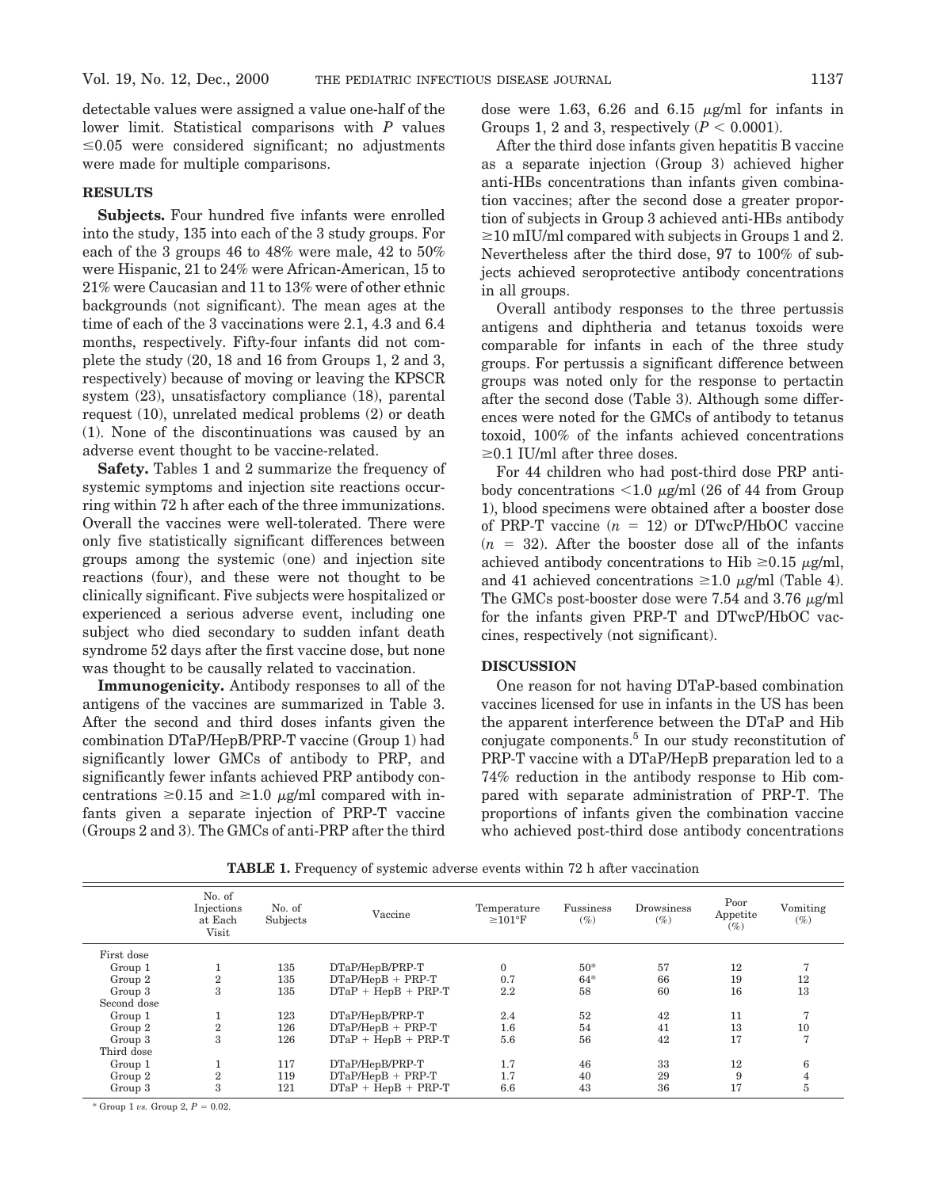detectable values were assigned a value one-half of the lower limit. Statistical comparisons with $P$ values $\leq 0.05$ were considered significant; no adjustments were made for multiple comparisons.

## RESULTS

**Subjects.** Four hundred five infants were enrolled into the study, 135 into each of the 3 study groups. For each of the 3 groups 46 to 48% were male, 42 to 50% were Hispanic, 21 to 24% were African-American, 15 to 21% were Caucasian and 11 to 13% were of other ethnic backgrounds (not significant). The mean ages at the time of each of the 3 vaccinations were 2.1, 4.3 and 6.4 months, respectively. Fifty-four infants did not complete the study (20, 18 and 16 from Groups 1, 2 and 3, respectively) because of moving or leaving the KPSCR system (23), unsatisfactory compliance (18), parental request (10), unrelated medical problems (2) or death (1). None of the discontinuations was caused by an adverse event thought to be vaccine-related.

**Safety.** Tables 1 and 2 summarize the frequency of systemic symptoms and injection site reactions occurring within 72 h after each of the three immunizations. Overall the vaccines were well-tolerated. There were only five statistically significant differences between groups among the systemic (one) and injection site reactions (four), and these were not thought to be clinically significant. Five subjects were hospitalized or experienced a serious adverse event, including one subject who died secondary to sudden infant death syndrome 52 days after the first vaccine dose, but none was thought to be causally related to vaccination.

**Immunogenicity.** Antibody responses to all of the antigens of the vaccines are summarized in Table 3. After the second and third doses infants given the combination DTaP/HepB/PRP-T vaccine (Group 1) had significantly lower GMCs of antibody to PRP, and significantly fewer infants achieved PRP antibody concentrations $\geq 0.15$ and $\geq 1.0$ μg/ml compared with infants given a separate injection of PRP-T vaccine (Groups 2 and 3). The GMCs of anti-PRP after the third dose were 1.63, 6.26 and 6.15 μg/ml for infants in Groups 1, 2 and 3, respectively ($P < 0.0001$).

After the third dose infants given hepatitis B vaccine as a separate injection (Group 3) achieved higher anti-HBs concentrations than infants given combination vaccines; after the second dose a greater proportion of subjects in Group 3 achieved anti-HBs antibody $\geq 10$ mIU/ml compared with subjects in Groups 1 and 2. Nevertheless after the third dose, 97 to 100% of subjects achieved seroprotective antibody concentrations in all groups.

Overall antibody responses to the three pertussis antigens and diphtheria and tetanus toxoids were comparable for infants in each of the three study groups. For pertussis a significant difference between groups was noted only for the response to pertactin after the second dose (Table 3). Although some differences were noted for the GMCs of antibody to tetanus toxoid, 100% of the infants achieved concentrations $\geq 0.1$ IU/ml after three doses.

For 44 children who had post-third dose PRP antibody concentrations $<1.0$ μg/ml (26 of 44 from Group 1), blood specimens were obtained after a booster dose of PRP-T vaccine ($n$ = 12) or DTwcP/HbOC vaccine ($n$ = 32). After the booster dose all of the infants achieved antibody concentrations to Hib $\geq 0.15$ μg/ml, and 41 achieved concentrations $\geq 1.0$ μg/ml (Table 4). The GMCs post-booster dose were 7.54 and 3.76 μg/ml for the infants given PRP-T and DTwcP/HbOC vaccines, respectively (not significant).

## DISCUSSION

One reason for not having DTaP-based combination vaccines licensed for use in infants in the US has been the apparent interference between the DTaP and Hib conjugate components.[5] In our study reconstitution of PRP-T vaccine with a DTaP/HepB preparation led to a 74% reduction in the antibody response to Hib compared with separate administration of PRP-T. The proportions of infants given the combination vaccine who achieved post-third dose antibody concentrations

**TABLE 1.** Frequency of systemic adverse events within 72 h after vaccination

| | No. of Injections at Each Visit | No. of Subjects | Vaccine | Temperature ≥101°F | Fussiness (%) | Drowsiness (%) | Poor Appetite (%) | Vomiting (%) |
|---|---|---|---|---|---|---|---|---|
| First dose | | | | | | | | |
| Group 1 | 1 | 135 | DTaP/HepB/PRP-T | 0 | 50* | 57 | 12 | 7 |
| Group 2 | 2 | 135 | DTaP/HepB + PRP-T | 0.7 | 64* | 66 | 19 | 12 |
| Group 3 | 3 | 135 | DTaP + HepB + PRP-T | 2.2 | 58 | 60 | 16 | 13 |
| Second dose | | | | | | | | |
| Group 1 | 1 | 123 | DTaP/HepB/PRP-T | 2.4 | 52 | 42 | 11 | 7 |
| Group 2 | 2 | 126 | DTaP/HepB + PRP-T | 1.6 | 54 | 41 | 13 | 10 |
| Group 3 | 3 | 126 | DTaP + HepB + PRP-T | 5.6 | 56 | 42 | 17 | 7 |
| Third dose | | | | | | | | |
| Group 1 | 1 | 117 | DTaP/HepB/PRP-T | 1.7 | 46 | 33 | 12 | 6 |
| Group 2 | 2 | 119 | DTaP/HepB + PRP-T | 1.7 | 40 | 29 | 9 | 4 |
| Group 3 | 3 | 121 | DTaP + HepB + PRP-T | 6.6 | 43 | 36 | 17 | 5 |

\* Group 1 *vs.* Group 2, $P = 0.02$.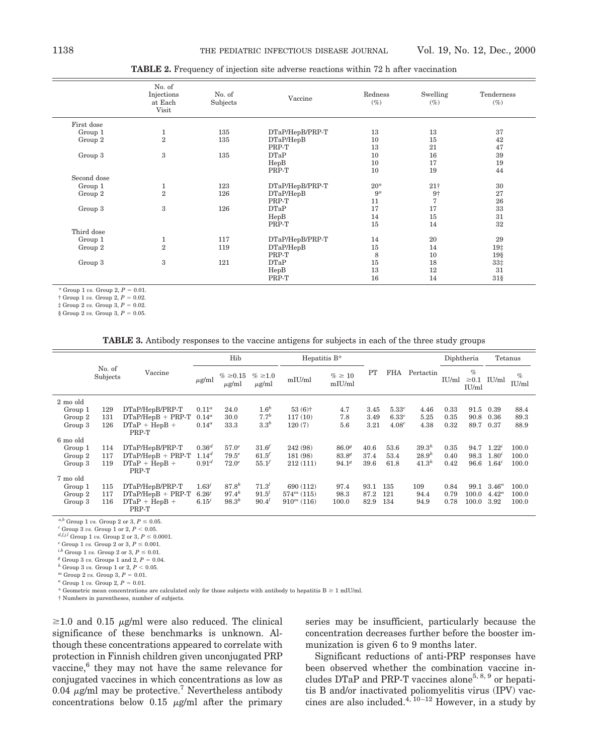**TABLE 2.** Frequency of injection site adverse reactions within 72 h after vaccination

| | No. of Injections at Each Visit | No. of Subjects | Vaccine | Redness (%) | Swelling (%) | Tenderness (%) |
|---|---|---|---|---|---|---|
| First dose | | | | | | |
| Group 1 | 1 | 135 | DTaP/HepB/PRP-T | 13 | 13 | 37 |
| Group 2 | 2 | 135 | DTaP/HepB | 10 | 15 | 42 |
| | | | PRP-T | 13 | 21 | 47 |
| Group 3 | 3 | 135 | DTaP | 10 | 16 | 39 |
| | | | HepB | 10 | 17 | 19 |
| | | | PRP-T | 10 | 19 | 44 |
| Second dose | | | | | | |
| Group 1 | 1 | 123 | DTaP/HepB/PRP-T | 20* | 21† | 30 |
| Group 2 | 2 | 126 | DTaP/HepB | 9* | 9† | 27 |
| | | | PRP-T | 11 | 7 | 26 |
| Group 3 | 3 | 126 | DTaP | 17 | 17 | 33 |
| | | | HepB | 14 | 15 | 31 |
| | | | PRP-T | 15 | 14 | 32 |
| Third dose | | | | | | |
| Group 1 | 1 | 117 | DTaP/HepB/PRP-T | 14 | 20 | 29 |
| Group 2 | 2 | 119 | DTaP/HepB | 15 | 14 | 19‡ |
| | | | PRP-T | 8 | 10 | 19§ |
| Group 3 | 3 | 121 | DTaP | 15 | 18 | 33‡ |
| | | | HepB | 13 | 12 | 31 |
| | | | PRP-T | 16 | 14 | 31§ |

\* Group 1 *vs.* Group 2, $P = 0.01$.
† Group 1 *vs.* Group 2, $P = 0.02$.
‡ Group 2 *vs.* Group 3, $P = 0.02$.
§ Group 2 *vs.* Group 3, $P = 0.05$.

**TABLE 3.** Antibody responses to the vaccine antigens for subjects in each of the three study groups

| | No. of Subjects | Vaccine | Hib | | | Hepatitis B* | | PT | FHA | Pertactin | Diphtheria | | Tetanus | |
|---|---|---|---|---|---|---|---|---|---|---|---|---|---|---|
| | | | μg/ml | % ≥0.15 μg/ml | % ≥1.0 μg/ml | mIU/ml | % ≥ 10 mIU/ml | | | | IU/ml | % ≥0.1 IU/ml | IU/ml | % IU/ml |
| 2 mo old | | | | | | | | | | | | | | |
| Group 1 | 129 | DTaP/HepB/PRP-T | 0.11[a] | 24.0 | 1.6[b] | 53 (6)† | 4.7 | 3.45 | 5.33[c] | 4.46 | 0.33 | 91.5 | 0.39 | 88.4 |
| Group 2 | 131 | DTaP/HepB + PRP-T | 0.14[a] | 30.0 | 7.7[b] | 117 (10) | 7.8 | 3.49 | 6.33[c] | 5.25 | 0.35 | 90.8 | 0.36 | 89.3 |
| Group 3 | 126 | DTaP + HepB + PRP-T | 0.14[a] | 33.3 | 3.3[b] | 120 (7) | 5.6 | 3.21 | 4.08[c] | 4.38 | 0.32 | 89.7 | 0.37 | 88.9 |
| 6 mo old | | | | | | | | | | | | | | |
| Group 1 | 114 | DTaP/HepB/PRP-T | 0.36[d] | 57.0[e] | 31.6[f] | 242 (98) | 86.0[g] | 40.6 | 53.6 | 39.3[h] | 0.35 | 94.7 | 1.22[i] | 100.0 |
| Group 2 | 117 | DTaP/HepB + PRP-T | 1.14[d] | 79.5[e] | 61.5[f] | 181 (98) | 83.8[g] | 37.4 | 53.4 | 28.9[h] | 0.40 | 98.3 | 1.80[i] | 100.0 |
| Group 3 | 119 | DTaP + HepB + PRP-T | 0.91[d] | 72.0[e] | 55.1[f] | 212 (111) | 94.1[g] | 39.6 | 61.8 | 41.3[h] | 0.42 | 96.6 | 1.64[i] | 100.0 |
| 7 mo old | | | | | | | | | | | | | | |
| Group 1 | 115 | DTaP/HepB/PRP-T | 1.63[j] | 87.8[k] | 71.3[l] | 690 (112) | 97.4 | 93.1 | 135 | 109 | 0.84 | 99.1 | 3.46[n] | 100.0 |
| Group 2 | 117 | DTaP/HepB + PRP-T | 6.26[j] | 97.4[k] | 91.5[l] | 574[m] (115) | 98.3 | 87.2 | 121 | 94.4 | 0.79 | 100.0 | 4.42[n] | 100.0 |
| Group 3 | 116 | DTaP + HepB + PRP-T | 6.15[j] | 98.3[k] | 90.4[l] | 910[m] (116) | 100.0 | 82.9 | 134 | 94.9 | 0.78 | 100.0 | 3.92 | 100.0 |

[a,b] Group 1 *vs.* Group 2 or 3, $P \leq 0.05$.
[c] Group 3 *vs.* Group 1 or 2, $P < 0.05$.
[d,f,j,l] Group 1 *vs.* Group 2 or 3, $P \leq 0.0001$.
[e] Group 1 *vs.* Group 2 or 3, $P \leq 0.001$.
[i,k] Group 1 *vs.* Group 2 or 3, $P \leq 0.01$.
[g] Group 3 *vs.* Groups 1 and 2, $P = 0.04$.
[h] Group 3 *vs.* Group 1 or 2, $P < 0.05$.
[m] Group 2 *vs.* Group 3, $P = 0.01$.
[n] Group 1 *vs.* Group 2, $P = 0.01$.
\* Geometric mean concentrations are calculated only for those subjects with antibody to hepatitis B ≥ 1 mIU/ml.
† Numbers in parentheses, number of subjects.

≥1.0 and 0.15 μg/ml were also reduced. The clinical significance of these benchmarks is unknown. Although these concentrations appeared to correlate with protection in Finnish children given unconjugated PRP vaccine,[6] they may not have the same relevance for conjugated vaccines in which concentrations as low as 0.04 μg/ml may be protective.[7] Nevertheless antibody concentrations below 0.15 μg/ml after the primary series may be insufficient, particularly because the concentration decreases further before the booster immunization is given 6 to 9 months later.

Significant reductions of anti-PRP responses have been observed whether the combination vaccine includes DTaP and PRP-T vaccines alone[5, 8, 9] or hepatitis B and/or inactivated poliomyelitis virus (IPV) vaccines are also included.[4, 10–12] However, in a study by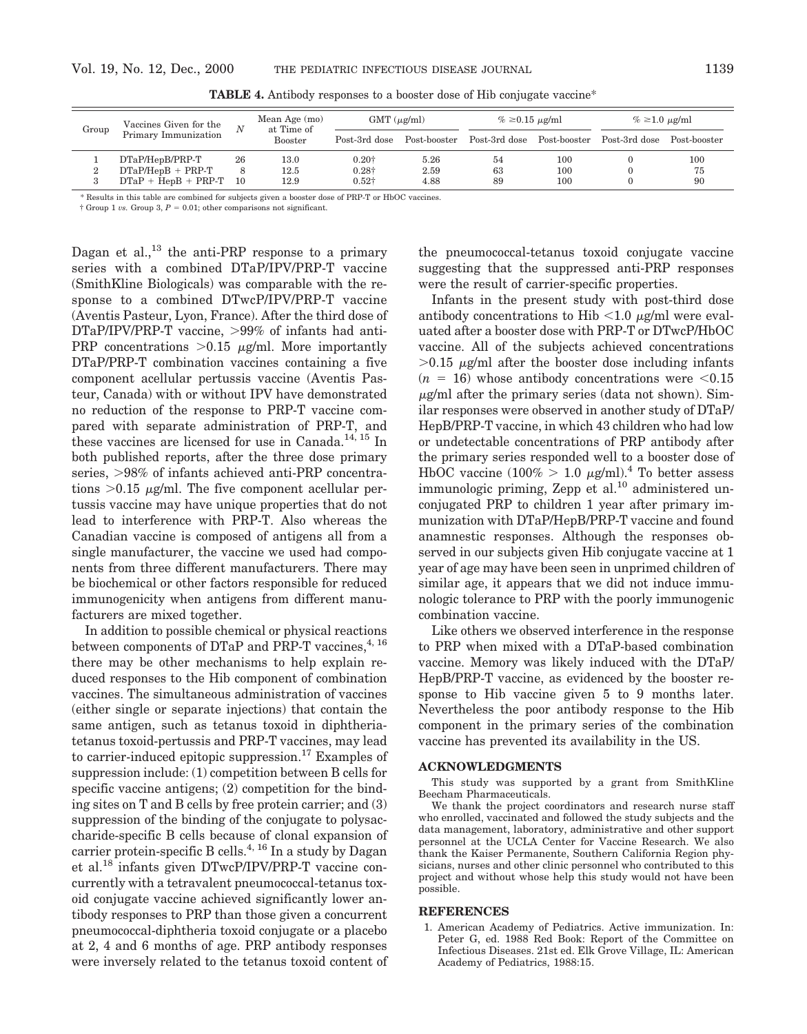**TABLE 4.** Antibody responses to a booster dose of Hib conjugate vaccine*

| Group | Vaccines Given for the Primary Immunization | N | Mean Age (mo) at Time of Booster | GMT (μg/ml) | | % ≥0.15 μg/ml | | % ≥1.0 μg/ml | |
|---|---|---|---|---|---|---|---|---|---|
| | | | | Post-3rd dose | Post-booster | Post-3rd dose | Post-booster | Post-3rd dose | Post-booster |
| 1 | DTaP/HepB/PRP-T | 26 | 13.0 | 0.20† | 5.26 | 54 | 100 | 0 | 100 |
| 2 | DTaP/HepB + PRP-T | 8 | 12.5 | 0.28† | 2.59 | 63 | 100 | 0 | 75 |
| 3 | DTaP + HepB + PRP-T | 10 | 12.9 | 0.52† | 4.88 | 89 | 100 | 0 | 90 |

\* Results in this table are combined for subjects given a booster dose of PRP-T or HbOC vaccines.

† Group 1 *vs.* Group 3, $P = 0.01$; other comparisons not significant.

Dagan et al.,[13] the anti-PRP response to a primary series with a combined DTaP/IPV/PRP-T vaccine (SmithKline Biologicals) was comparable with the response to a combined DTwcP/IPV/PRP-T vaccine (Aventis Pasteur, Lyon, France). After the third dose of DTaP/IPV/PRP-T vaccine, >99% of infants had anti-PRP concentrations >0.15 μg/ml. More importantly DTaP/PRP-T combination vaccines containing a five component acellular pertussis vaccine (Aventis Pasteur, Canada) with or without IPV have demonstrated no reduction of the response to PRP-T vaccine compared with separate administration of PRP-T, and these vaccines are licensed for use in Canada.[14, 15] In both published reports, after the three dose primary series, >98% of infants achieved anti-PRP concentrations >0.15 μg/ml. The five component acellular pertussis vaccine may have unique properties that do not lead to interference with PRP-T. Also whereas the Canadian vaccine is composed of antigens all from a single manufacturer, the vaccine we used had components from three different manufacturers. There may be biochemical or other factors responsible for reduced immunogenicity when antigens from different manufacturers are mixed together.

In addition to possible chemical or physical reactions between components of DTaP and PRP-T vaccines,[4, 16] there may be other mechanisms to help explain reduced responses to the Hib component of combination vaccines. The simultaneous administration of vaccines (either single or separate injections) that contain the same antigen, such as tetanus toxoid in diphtheria-tetanus toxoid-pertussis and PRP-T vaccines, may lead to carrier-induced epitopic suppression.[17] Examples of suppression include: (1) competition between B cells for specific vaccine antigens; (2) competition for the binding sites on T and B cells by free protein carrier; and (3) suppression of the binding of the conjugate to polysaccharide-specific B cells because of clonal expansion of carrier protein-specific B cells.[4, 16] In a study by Dagan et al.[18] infants given DTwcP/IPV/PRP-T vaccine concurrently with a tetravalent pneumococcal-tetanus toxoid conjugate vaccine achieved significantly lower antibody responses to PRP than those given a concurrent pneumococcal-diphtheria toxoid conjugate or a placebo at 2, 4 and 6 months of age. PRP antibody responses were inversely related to the tetanus toxoid content of the pneumococcal-tetanus toxoid conjugate vaccine suggesting that the suppressed anti-PRP responses were the result of carrier-specific properties.

Infants in the present study with post-third dose antibody concentrations to Hib <1.0 μg/ml were evaluated after a booster dose with PRP-T or DTwcP/HbOC vaccine. All of the subjects achieved concentrations >0.15 μg/ml after the booster dose including infants ($n = 16$) whose antibody concentrations were <0.15 μg/ml after the primary series (data not shown). Similar responses were observed in another study of DTaP/HepB/PRP-T vaccine, in which 43 children who had low or undetectable concentrations of PRP antibody after the primary series responded well to a booster dose of HbOC vaccine (100% > 1.0 μg/ml).[4] To better assess immunologic priming, Zepp et al.[10] administered unconjugated PRP to children 1 year after primary immunization with DTaP/HepB/PRP-T vaccine and found anamnestic responses. Although the responses observed in our subjects given Hib conjugate vaccine at 1 year of age may have been seen in unprimed children of similar age, it appears that we did not induce immunologic tolerance to PRP with the poorly immunogenic combination vaccine.

Like others we observed interference in the response to PRP when mixed with a DTaP-based combination vaccine. Memory was likely induced with the DTaP/HepB/PRP-T vaccine, as evidenced by the booster response to Hib vaccine given 5 to 9 months later. Nevertheless the poor antibody response to the Hib component in the primary series of the combination vaccine has prevented its availability in the US.

## ACKNOWLEDGMENTS

This study was supported by a grant from SmithKline Beecham Pharmaceuticals.

We thank the project coordinators and research nurse staff who enrolled, vaccinated and followed the study subjects and the data management, laboratory, administrative and other support personnel at the UCLA Center for Vaccine Research. We also thank the Kaiser Permanente, Southern California Region physicians, nurses and other clinic personnel who contributed to this project and without whose help this study would not have been possible.

## REFERENCES

1. American Academy of Pediatrics. Active immunization. In: Peter G, ed. 1988 Red Book: Report of the Committee on Infectious Diseases. 21st ed. Elk Grove Village, IL: American Academy of Pediatrics, 1988:15.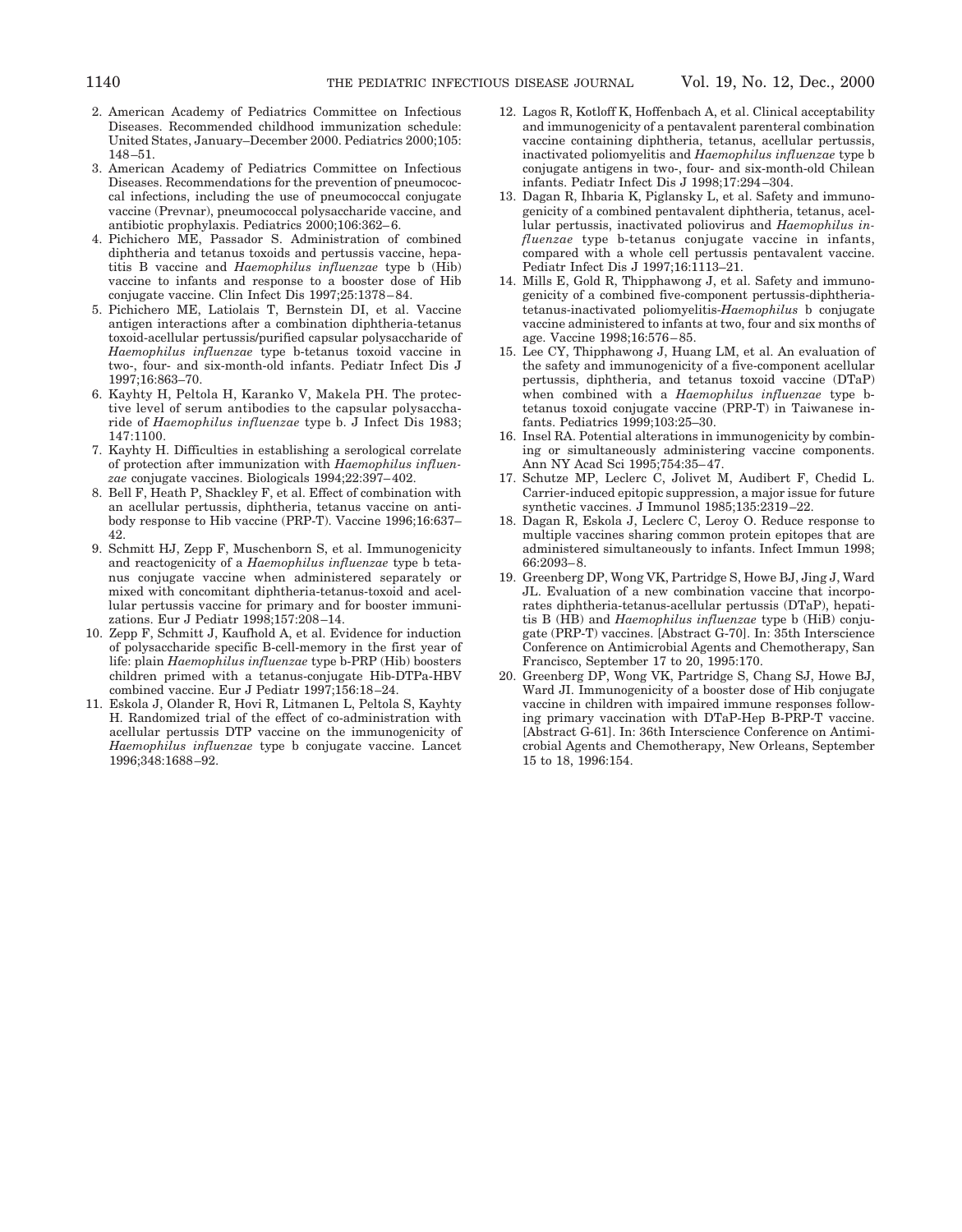2. American Academy of Pediatrics Committee on Infectious Diseases. Recommended childhood immunization schedule: United States, January–December 2000. Pediatrics 2000;105: 148–51.
3. American Academy of Pediatrics Committee on Infectious Diseases. Recommendations for the prevention of pneumococcal infections, including the use of pneumococcal conjugate vaccine (Prevnar), pneumococcal polysaccharide vaccine, and antibiotic prophylaxis. Pediatrics 2000;106:362–6.
4. Pichichero ME, Passador S. Administration of combined diphtheria and tetanus toxoids and pertussis vaccine, hepatitis B vaccine and *Haemophilus influenzae* type b (Hib) vaccine to infants and response to a booster dose of Hib conjugate vaccine. Clin Infect Dis 1997;25:1378–84.
5. Pichichero ME, Latiolais T, Bernstein DI, et al. Vaccine antigen interactions after a combination diphtheria-tetanus toxoid-acellular pertussis/purified capsular polysaccharide of *Haemophilus influenzae* type b-tetanus toxoid vaccine in two-, four- and six-month-old infants. Pediatr Infect Dis J 1997;16:863–70.
6. Kayhty H, Peltola H, Karanko V, Makela PH. The protective level of serum antibodies to the capsular polysaccharide of *Haemophilus influenzae* type b. J Infect Dis 1983; 147:1100.
7. Kayhty H. Difficulties in establishing a serological correlate of protection after immunization with *Haemophilus influenzae* conjugate vaccines. Biologicals 1994;22:397–402.
8. Bell F, Heath P, Shackley F, et al. Effect of combination with an acellular pertussis, diphtheria, tetanus vaccine on antibody response to Hib vaccine (PRP-T). Vaccine 1996;16:637–42.
9. Schmitt HJ, Zepp F, Muschenborn S, et al. Immunogenicity and reactogenicity of a *Haemophilus influenzae* type b tetanus conjugate vaccine when administered separately or mixed with concomitant diphtheria-tetanus-toxoid and acellular pertussis vaccine for primary and for booster immunizations. Eur J Pediatr 1998;157:208–14.
10. Zepp F, Schmitt J, Kaufhold A, et al. Evidence for induction of polysaccharide specific B-cell-memory in the first year of life: plain *Haemophilus influenzae* type b-PRP (Hib) boosters children primed with a tetanus-conjugate Hib-DTPa-HBV combined vaccine. Eur J Pediatr 1997;156:18–24.
11. Eskola J, Olander R, Hovi R, Litmanen L, Peltola S, Kayhty H. Randomized trial of the effect of co-administration with acellular pertussis DTP vaccine on the immunogenicity of *Haemophilus influenzae* type b conjugate vaccine. Lancet 1996;348:1688–92.
12. Lagos R, Kotloff K, Hoffenbach A, et al. Clinical acceptability and immunogenicity of a pentavalent parenteral combination vaccine containing diphtheria, tetanus, acellular pertussis, inactivated poliomyelitis and *Haemophilus influenzae* type b conjugate antigens in two-, four- and six-month-old Chilean infants. Pediatr Infect Dis J 1998;17:294–304.
13. Dagan R, Ihbaria K, Piglansky L, et al. Safety and immunogenicity of a combined pentavalent diphtheria, tetanus, acellular pertussis, inactivated poliovirus and *Haemophilus influenzae* type b-tetanus conjugate vaccine in infants, compared with a whole cell pertussis pentavalent vaccine. Pediatr Infect Dis J 1997;16:1113–21.
14. Mills E, Gold R, Thipphawong J, et al. Safety and immunogenicity of a combined five-component pertussis-diphtheria-tetanus-inactivated poliomyelitis-*Haemophilus* b conjugate vaccine administered to infants at two, four and six months of age. Vaccine 1998;16:576–85.
15. Lee CY, Thipphawong J, Huang LM, et al. An evaluation of the safety and immunogenicity of a five-component acellular pertussis, diphtheria, and tetanus toxoid vaccine (DTaP) when combined with a *Haemophilus influenzae* type b-tetanus toxoid conjugate vaccine (PRP-T) in Taiwanese infants. Pediatrics 1999;103:25–30.
16. Insel RA. Potential alterations in immunogenicity by combining or simultaneously administering vaccine components. Ann NY Acad Sci 1995;754:35–47.
17. Schutze MP, Leclerc C, Jolivet M, Audibert F, Chedid L. Carrier-induced epitopic suppression, a major issue for future synthetic vaccines. J Immunol 1985;135:2319–22.
18. Dagan R, Eskola J, Leclerc C, Leroy O. Reduce response to multiple vaccines sharing common protein epitopes that are administered simultaneously to infants. Infect Immun 1998; 66:2093–8.
19. Greenberg DP, Wong VK, Partridge S, Howe BJ, Jing J, Ward JL. Evaluation of a new combination vaccine that incorporates diphtheria-tetanus-acellular pertussis (DTaP), hepatitis B (HB) and *Haemophilus influenzae* type b (HiB) conjugate (PRP-T) vaccines. [Abstract G-70]. In: 35th Interscience Conference on Antimicrobial Agents and Chemotherapy, San Francisco, September 17 to 20, 1995:170.
20. Greenberg DP, Wong VK, Partridge S, Chang SJ, Howe BJ, Ward JI. Immunogenicity of a booster dose of Hib conjugate vaccine in children with impaired immune responses following primary vaccination with DTaP-Hep B-PRP-T vaccine. [Abstract G-61]. In: 36th Interscience Conference on Antimicrobial Agents and Chemotherapy, New Orleans, September 15 to 18, 1996:154.